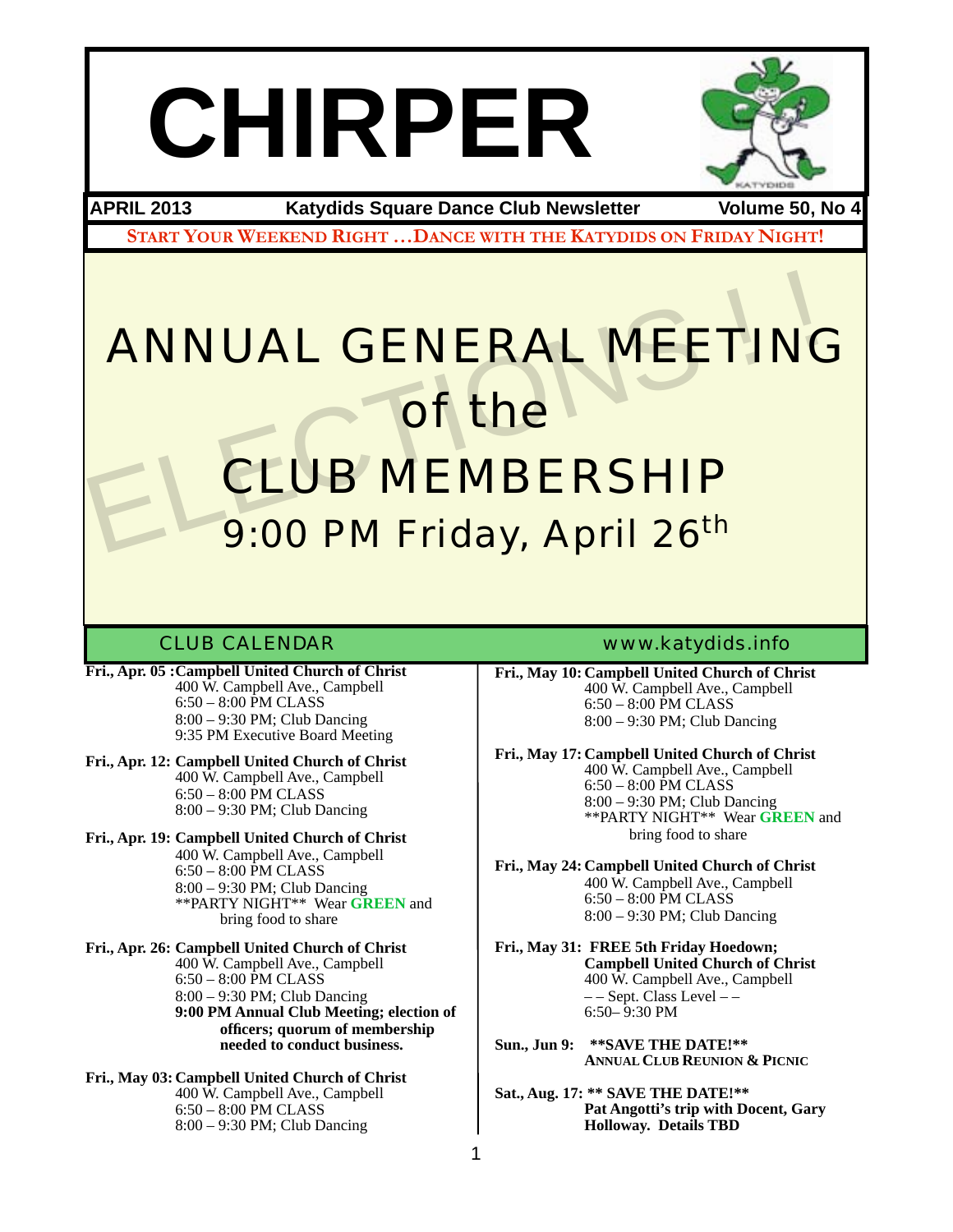# CHIRPER

**APRIL 2013** | **Katydids Square Dance Club Newsletter** | **Volume 50, No 4**

**START YOUR WEEKEND RIGHT …DANCE WITH THE KATYDIDS ON FRIDAY NIGHT!**

# ANNUAL GENERAL MEETING of the CLUB MEMBERSHIP

## 9:00 PM Friday, April 26th

ELECTIONS!!

## CLUB CALENDAR

www.katydids.info

**Fri., Apr. 05 :Campbell United Church of Christ**
400 W. Campbell Ave., Campbell
6:50 – 8:00 PM CLASS
8:00 – 9:30 PM; Club Dancing
9:35 PM Executive Board Meeting

**Fri., Apr. 12: Campbell United Church of Christ**
400 W. Campbell Ave., Campbell
6:50 – 8:00 PM CLASS
8:00 – 9:30 PM; Club Dancing

**Fri., Apr. 19: Campbell United Church of Christ**
400 W. Campbell Ave., Campbell
6:50 – 8:00 PM CLASS
8:00 – 9:30 PM; Club Dancing
**PARTY NIGHT** Wear **GREEN** and bring food to share

**Fri., Apr. 26: Campbell United Church of Christ**
400 W. Campbell Ave., Campbell
6:50 – 8:00 PM CLASS
8:00 – 9:30 PM; Club Dancing
**9:00 PM Annual Club Meeting; election of officers; quorum of membership needed to conduct business.**

**Fri., May 03: Campbell United Church of Christ**
400 W. Campbell Ave., Campbell
6:50 – 8:00 PM CLASS
8:00 – 9:30 PM; Club Dancing

**Fri., May 10: Campbell United Church of Christ**
400 W. Campbell Ave., Campbell
6:50 – 8:00 PM CLASS
8:00 – 9:30 PM; Club Dancing

**Fri., May 17: Campbell United Church of Christ**
400 W. Campbell Ave., Campbell
6:50 – 8:00 PM CLASS
8:00 – 9:30 PM; Club Dancing
**PARTY NIGHT** Wear **GREEN** and bring food to share

**Fri., May 24: Campbell United Church of Christ**
400 W. Campbell Ave., Campbell
6:50 – 8:00 PM CLASS
8:00 – 9:30 PM; Club Dancing

**Fri., May 31: FREE 5th Friday Hoedown;**
**Campbell United Church of Christ**
400 W. Campbell Ave., Campbell
– – Sept. Class Level – –
6:50– 9:30 PM

**Sun., Jun 9: **SAVE THE DATE!****
**ANNUAL CLUB REUNION & PICNIC**

**Sat., Aug. 17: ** SAVE THE DATE!****
**Pat Angotti's trip with Docent, Gary Holloway. Details TBD**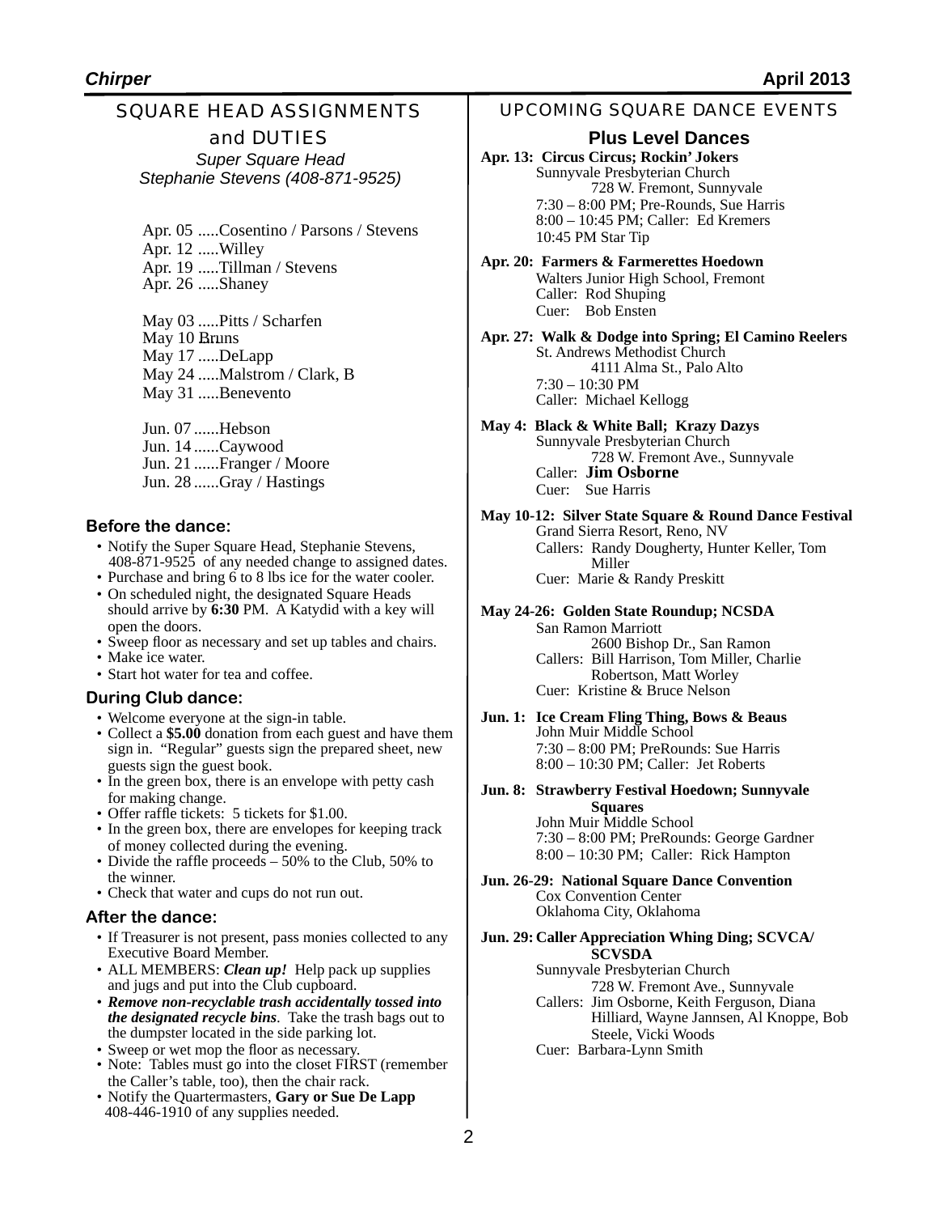## SQUARE HEAD ASSIGNMENTS and DUTIES

*Super Square Head*
*Stephanie Stevens (408-871-9525)*

Apr. 05 .....Cosentino / Parsons / Stevens
Apr. 12 .....Willey
Apr. 19 .....Tillman / Stevens
Apr. 26 .....Shaney

May 03 .....Pitts / Scharfen
May 10 .....Bruns
May 17 .....DeLapp
May 24 .....Malstrom / Clark, B
May 31 .....Benevento

Jun. 07 ......Hebson
Jun. 14 ......Caywood
Jun. 21 ......Franger / Moore
Jun. 28 ......Gray / Hastings

### Before the dance:

- Notify the Super Square Head, Stephanie Stevens, 408-871-9525 of any needed change to assigned dates.
- Purchase and bring 6 to 8 lbs ice for the water cooler.
- On scheduled night, the designated Square Heads should arrive by **6:30** PM. A Katydid with a key will open the doors.
- Sweep floor as necessary and set up tables and chairs.
- Make ice water.
- Start hot water for tea and coffee.

### During Club dance:

- Welcome everyone at the sign-in table.
- Collect a **$5.00** donation from each guest and have them sign in. "Regular" guests sign the prepared sheet, new guests sign the guest book.
- In the green box, there is an envelope with petty cash for making change.
- Offer raffle tickets: 5 tickets for $1.00.
- In the green box, there are envelopes for keeping track of money collected during the evening.
- Divide the raffle proceeds – 50% to the Club, 50% to the winner.
- Check that water and cups do not run out.

### After the dance:

- If Treasurer is not present, pass monies collected to any Executive Board Member.
- ALL MEMBERS: ***Clean up!*** Help pack up supplies and jugs and put into the Club cupboard.
- ***Remove non-recyclable trash accidentally tossed into the designated recycle bins***. Take the trash bags out to the dumpster located in the side parking lot.
- Sweep or wet mop the floor as necessary.
- Note: Tables must go into the closet FIRST (remember the Caller's table, too), then the chair rack.
- Notify the Quartermasters, **Gary or Sue De Lapp** 408-446-1910 of any supplies needed.

## UPCOMING SQUARE DANCE EVENTS

### Plus Level Dances

**Apr. 13: Circus Circus; Rockin' Jokers**
Sunnyvale Presbyterian Church
728 W. Fremont, Sunnyvale
7:30 – 8:00 PM; Pre-Rounds, Sue Harris
8:00 – 10:45 PM; Caller: Ed Kremers
10:45 PM Star Tip

**Apr. 20: Farmers & Farmerettes Hoedown**
Walters Junior High School, Fremont
Caller: Rod Shuping
Cuer: Bob Ensten

**Apr. 27: Walk & Dodge into Spring; El Camino Reelers**
St. Andrews Methodist Church
4111 Alma St., Palo Alto
7:30 – 10:30 PM
Caller: Michael Kellogg

**May 4: Black & White Ball; Krazy Dazys**
Sunnyvale Presbyterian Church
728 W. Fremont Ave., Sunnyvale
Caller: **Jim Osborne**
Cuer: Sue Harris

**May 10-12: Silver State Square & Round Dance Festival**
Grand Sierra Resort, Reno, NV
Callers: Randy Dougherty, Hunter Keller, Tom Miller
Cuer: Marie & Randy Preskitt

**May 24-26: Golden State Roundup; NCSDA**
San Ramon Marriott
2600 Bishop Dr., San Ramon
Callers: Bill Harrison, Tom Miller, Charlie Robertson, Matt Worley
Cuer: Kristine & Bruce Nelson

**Jun. 1: Ice Cream Fling Thing, Bows & Beaus**
John Muir Middle School
7:30 – 8:00 PM; PreRounds: Sue Harris
8:00 – 10:30 PM; Caller: Jet Roberts

**Jun. 8: Strawberry Festival Hoedown; Sunnyvale Squares**
John Muir Middle School
7:30 – 8:00 PM; PreRounds: George Gardner
8:00 – 10:30 PM; Caller: Rick Hampton

**Jun. 26-29: National Square Dance Convention**
Cox Convention Center
Oklahoma City, Oklahoma

**Jun. 29: Caller Appreciation Whing Ding; SCVCA/ SCVSDA**
Sunnyvale Presbyterian Church
728 W. Fremont Ave., Sunnyvale
Callers: Jim Osborne, Keith Ferguson, Diana Hilliard, Wayne Jannsen, Al Knoppe, Bob Steele, Vicki Woods
Cuer: Barbara-Lynn Smith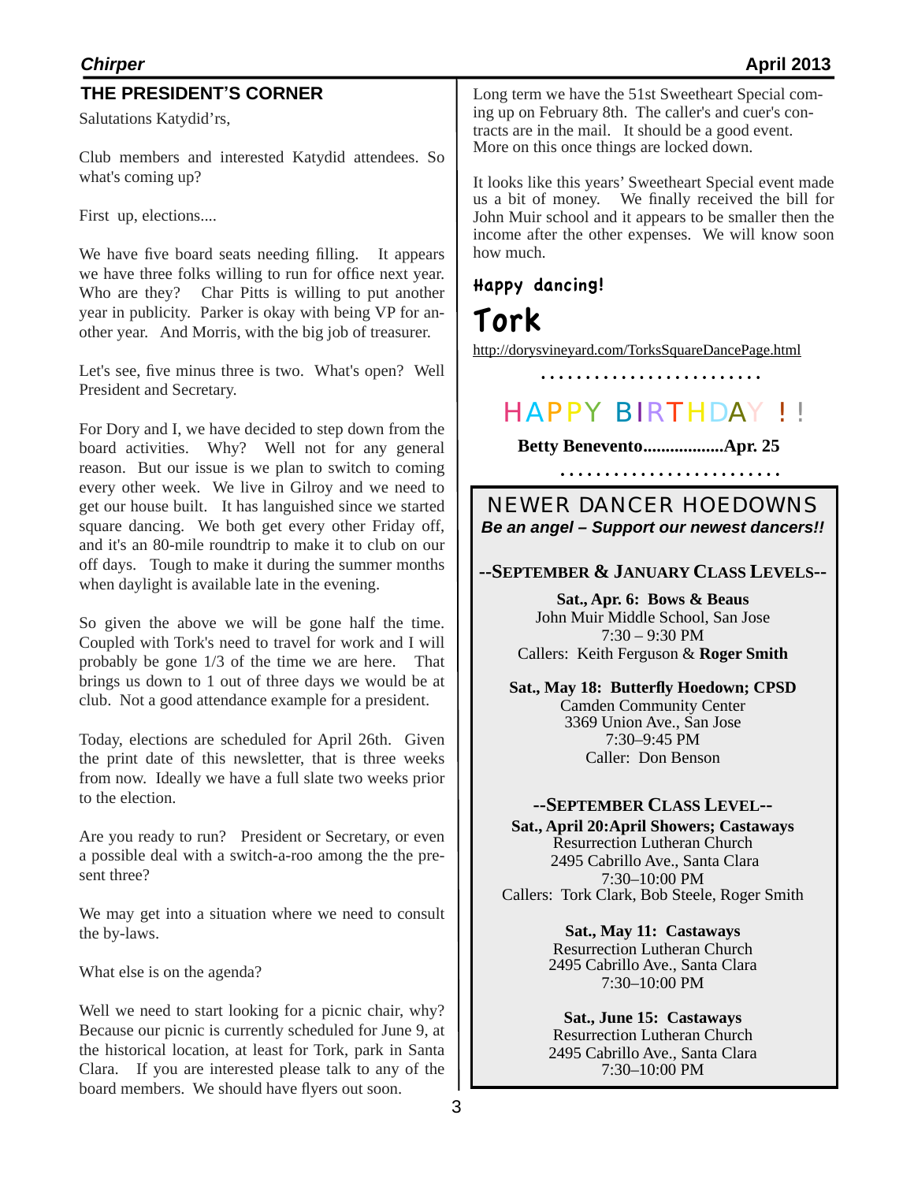## THE PRESIDENT'S CORNER

Salutations Katydid'rs,

Club members and interested Katydid attendees. So what's coming up?

First up, elections....

We have five board seats needing filling. It appears we have three folks willing to run for office next year. Who are they? Char Pitts is willing to put another year in publicity. Parker is okay with being VP for another year. And Morris, with the big job of treasurer.

Let's see, five minus three is two. What's open? Well President and Secretary.

For Dory and I, we have decided to step down from the board activities. Why? Well not for any general reason. But our issue is we plan to switch to coming every other week. We live in Gilroy and we need to get our house built. It has languished since we started square dancing. We both get every other Friday off, and it's an 80-mile roundtrip to make it to club on our off days. Tough to make it during the summer months when daylight is available late in the evening.

So given the above we will be gone half the time. Coupled with Tork's need to travel for work and I will probably be gone 1/3 of the time we are here. That brings us down to 1 out of three days we would be at club. Not a good attendance example for a president.

Today, elections are scheduled for April 26th. Given the print date of this newsletter, that is three weeks from now. Ideally we have a full slate two weeks prior to the election.

Are you ready to run? President or Secretary, or even a possible deal with a switch-a-roo among the the present three?

We may get into a situation where we need to consult the by-laws.

What else is on the agenda?

Well we need to start looking for a picnic chair, why? Because our picnic is currently scheduled for June 9, at the historical location, at least for Tork, park in Santa Clara. If you are interested please talk to any of the board members. We should have flyers out soon.

Long term we have the 51st Sweetheart Special coming up on February 8th. The caller's and cuer's contracts are in the mail. It should be a good event. More on this once things are locked down.

It looks like this years' Sweetheart Special event made us a bit of money. We finally received the bill for John Muir school and it appears to be smaller then the income after the other expenses. We will know soon how much.

Happy dancing!

**Tork**

http://dorysvineyard.com/TorksSquareDancePage.html

. . . . . . . . . . . . . . . . . . . . . . . . .

## HAPPY BIRTHDAY !!

**Betty Benevento..................Apr. 25**

. . . . . . . . . . . . . . . . . . . . . . . . .

## NEWER DANCER HOEDOWNS

***Be an angel – Support our newest dancers!!***

**--SEPTEMBER & JANUARY CLASS LEVELS--**

**Sat., Apr. 6: Bows & Beaus**
John Muir Middle School, San Jose
7:30 – 9:30 PM
Callers: Keith Ferguson & **Roger Smith**

**Sat., May 18: Butterfly Hoedown; CPSD**
Camden Community Center
3369 Union Ave., San Jose
7:30–9:45 PM
Caller: Don Benson

**--SEPTEMBER CLASS LEVEL--**

**Sat., April 20:April Showers; Castaways**
Resurrection Lutheran Church
2495 Cabrillo Ave., Santa Clara
7:30–10:00 PM
Callers: Tork Clark, Bob Steele, Roger Smith

**Sat., May 11: Castaways**
Resurrection Lutheran Church
2495 Cabrillo Ave., Santa Clara
7:30–10:00 PM

**Sat., June 15: Castaways**
Resurrection Lutheran Church
2495 Cabrillo Ave., Santa Clara
7:30–10:00 PM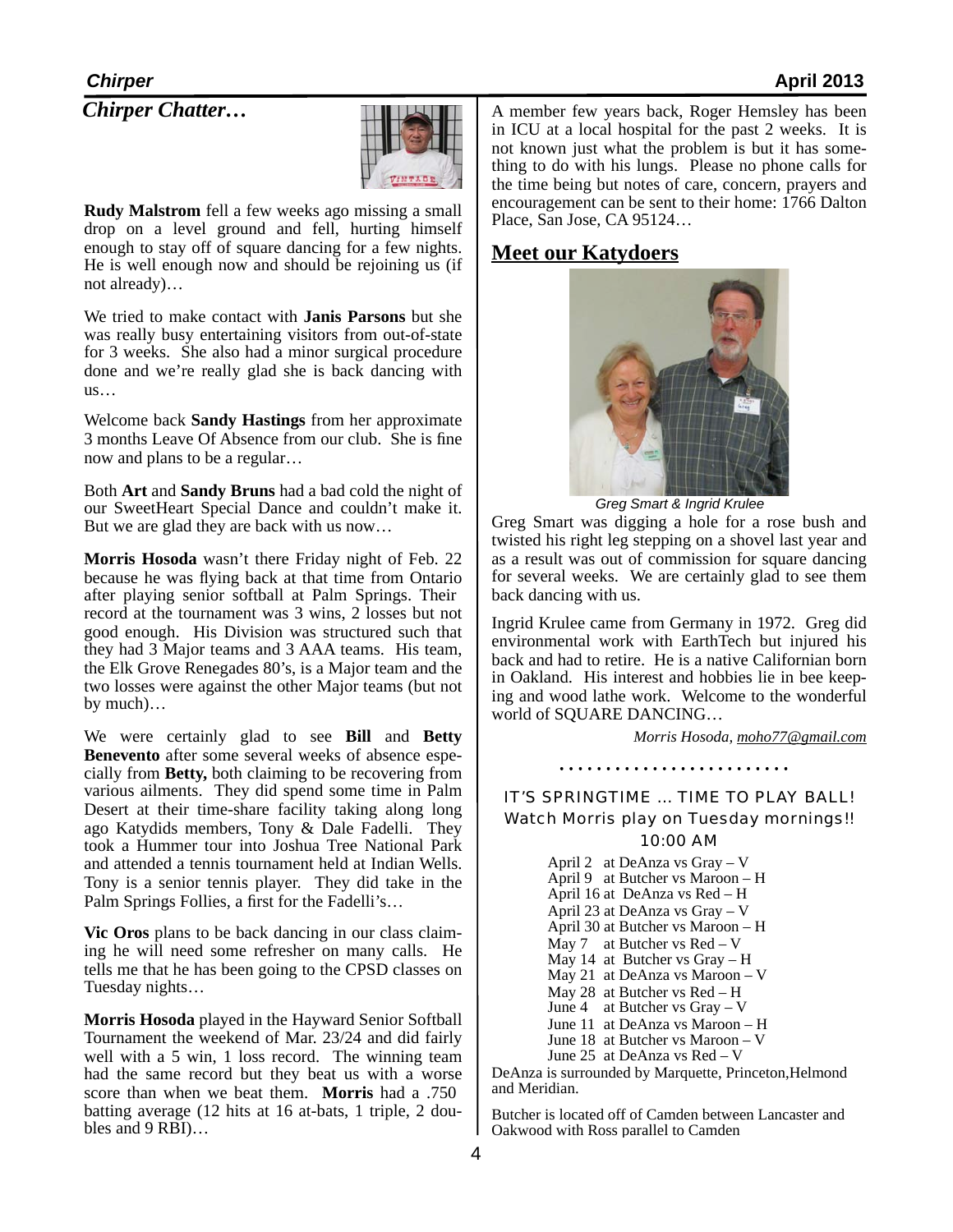## *Chirper Chatter…*

**Rudy Malstrom** fell a few weeks ago missing a small drop on a level ground and fell, hurting himself enough to stay off of square dancing for a few nights. He is well enough now and should be rejoining us (if not already)…

We tried to make contact with **Janis Parsons** but she was really busy entertaining visitors from out-of-state for 3 weeks. She also had a minor surgical procedure done and we're really glad she is back dancing with us…

Welcome back **Sandy Hastings** from her approximate 3 months Leave Of Absence from our club. She is fine now and plans to be a regular…

Both **Art** and **Sandy Bruns** had a bad cold the night of our SweetHeart Special Dance and couldn't make it. But we are glad they are back with us now…

**Morris Hosoda** wasn't there Friday night of Feb. 22 because he was flying back at that time from Ontario after playing senior softball at Palm Springs. Their record at the tournament was 3 wins, 2 losses but not good enough. His Division was structured such that they had 3 Major teams and 3 AAA teams. His team, the Elk Grove Renegades 80's, is a Major team and the two losses were against the other Major teams (but not by much)…

We were certainly glad to see **Bill** and **Betty Benevento** after some several weeks of absence especially from **Betty,** both claiming to be recovering from various ailments. They did spend some time in Palm Desert at their time-share facility taking along long ago Katydids members, Tony & Dale Fadelli. They took a Hummer tour into Joshua Tree National Park and attended a tennis tournament held at Indian Wells. Tony is a senior tennis player. They did take in the Palm Springs Follies, a first for the Fadelli's…

**Vic Oros** plans to be back dancing in our class claiming he will need some refresher on many calls. He tells me that he has been going to the CPSD classes on Tuesday nights…

**Morris Hosoda** played in the Hayward Senior Softball Tournament the weekend of Mar. 23/24 and did fairly well with a 5 win, 1 loss record. The winning team had the same record but they beat us with a worse score than when we beat them. **Morris** had a .750 batting average (12 hits at 16 at-bats, 1 triple, 2 doubles and 9 RBI)…

A member few years back, Roger Hemsley has been in ICU at a local hospital for the past 2 weeks. It is not known just what the problem is but it has something to do with his lungs. Please no phone calls for the time being but notes of care, concern, prayers and encouragement can be sent to their home: 1766 Dalton Place, San Jose, CA 95124…

## Meet our Katydoers

*Greg Smart & Ingrid Krulee*

Greg Smart was digging a hole for a rose bush and twisted his right leg stepping on a shovel last year and as a result was out of commission for square dancing for several weeks. We are certainly glad to see them back dancing with us.

Ingrid Krulee came from Germany in 1972. Greg did environmental work with EarthTech but injured his back and had to retire. He is a native Californian born in Oakland. His interest and hobbies lie in bee keeping and wood lathe work. Welcome to the wonderful world of SQUARE DANCING…

*Morris Hosoda, moho77@gmail.com*

IT'S SPRINGTIME … TIME TO PLAY BALL!
Watch Morris play on Tuesday mornings!!
10:00 AM

- April 2 at DeAnza vs Gray – V
- April 9 at Butcher vs Maroon – H
- April 16 at DeAnza vs Red – H
- April 23 at DeAnza vs Gray – V
- April 30 at Butcher vs Maroon – H
- May 7 at Butcher vs Red – V
- May 14 at Butcher vs Gray – H
- May 21 at DeAnza vs Maroon – V
- May 28 at Butcher vs Red – H
- June 4 at Butcher vs Gray – V
- June 11 at DeAnza vs Maroon – H
- June 18 at Butcher vs Maroon – V
- June 25 at DeAnza vs Red – V

DeAnza is surrounded by Marquette, Princeton,Helmond and Meridian.

Butcher is located off of Camden between Lancaster and Oakwood with Ross parallel to Camden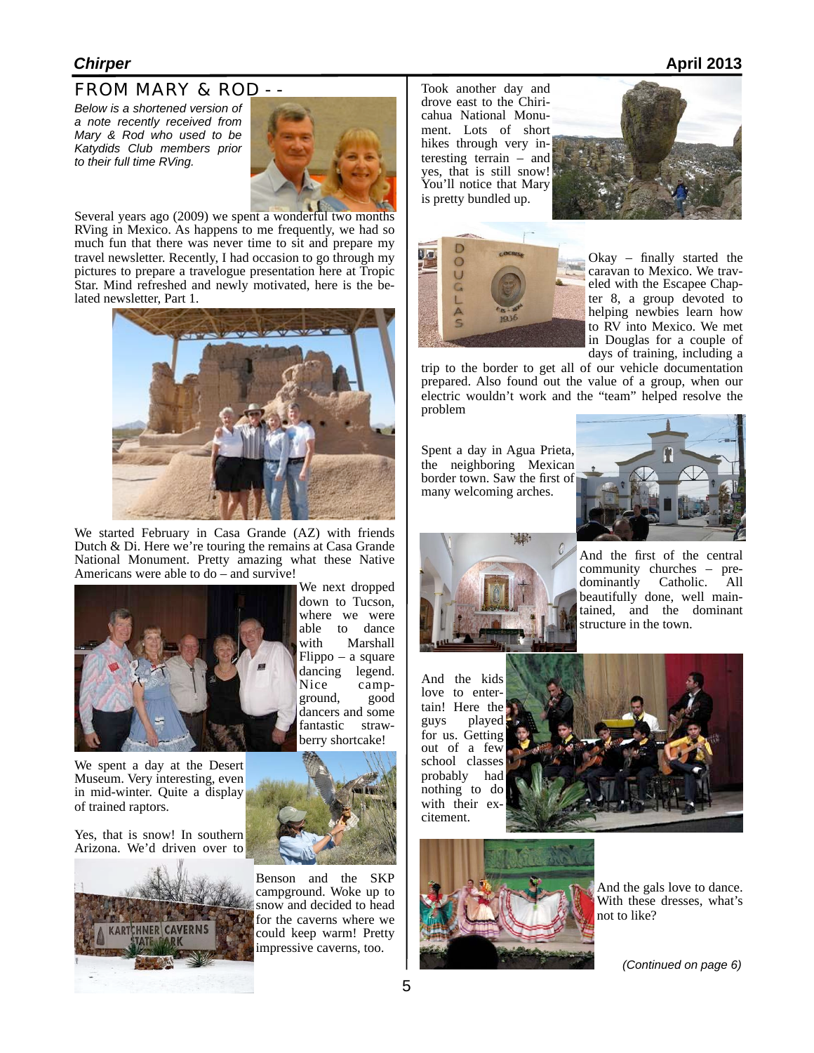## FROM MARY & ROD - -

*Below is a shortened version of a note recently received from Mary & Rod who used to be Katydids Club members prior to their full time RVing.*

Several years ago (2009) we spent a wonderful two months RVing in Mexico. As happens to me frequently, we had so much fun that there was never time to sit and prepare my travel newsletter. Recently, I had occasion to go through my pictures to prepare a travelogue presentation here at Tropic Star. Mind refreshed and newly motivated, here is the belated newsletter, Part 1.

We started February in Casa Grande (AZ) with friends Dutch & Di. Here we're touring the remains at Casa Grande National Monument. Pretty amazing what these Native Americans were able to do – and survive!

We next dropped down to Tucson, where we were able to dance with Marshall Flippo – a square dancing legend. Nice campground, good dancers and some fantastic strawberry shortcake!

We spent a day at the Desert Museum. Very interesting, even in mid-winter. Quite a display of trained raptors.

Yes, that is snow! In southern Arizona. We'd driven over to Benson and the SKP campground. Woke up to snow and decided to head for the caverns where we could keep warm! Pretty impressive caverns, too.

Took another day and drove east to the Chiricahua National Monument. Lots of short hikes through very interesting terrain – and yes, that is still snow! You'll notice that Mary is pretty bundled up.

Okay – finally started the caravan to Mexico. We traveled with the Escapee Chapter 8, a group devoted to helping newbies learn how to RV into Mexico. We met in Douglas for a couple of days of training, including a trip to the border to get all of our vehicle documentation prepared. Also found out the value of a group, when our electric wouldn't work and the "team" helped resolve the problem

Spent a day in Agua Prieta, the neighboring Mexican border town. Saw the first of many welcoming arches.

And the first of the central community churches – predominantly Catholic. All beautifully done, well maintained, and the dominant structure in the town.

And the kids love to entertain! Here the guys played for us. Getting out of a few school classes probably had nothing to do with their excitement.

And the gals love to dance. With these dresses, what's not to like?

*(Continued on page 6)*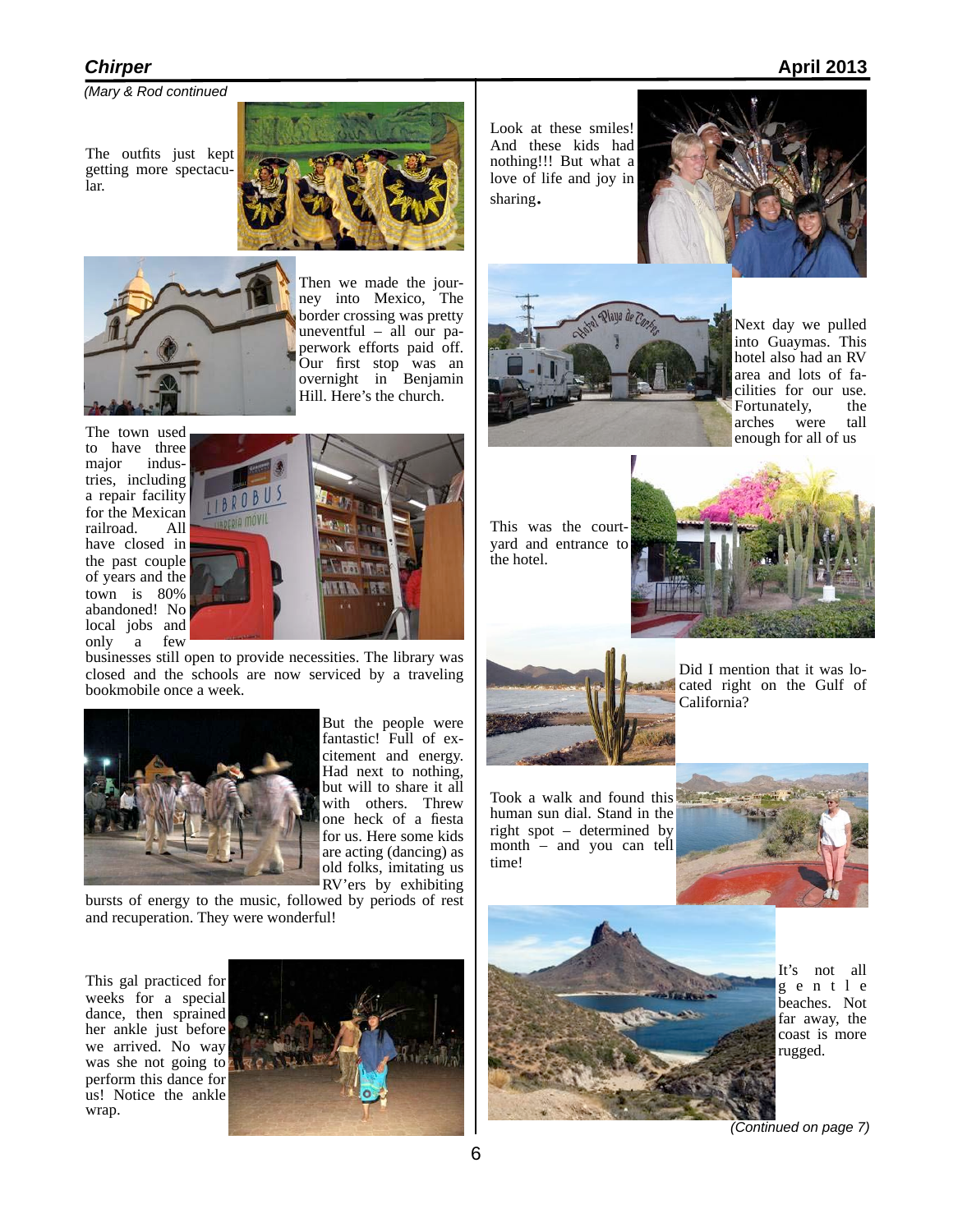*(Mary & Rod continued*

The outfits just kept getting more spectacular.

Then we made the journey into Mexico, The border crossing was pretty uneventful – all our paperwork efforts paid off. Our first stop was an overnight in Benjamin Hill. Here's the church.

The town used to have three major industries, including a repair facility for the Mexican railroad. All have closed in the past couple of years and the town is 80% abandoned! No local jobs and only a few businesses still open to provide necessities. The library was closed and the schools are now serviced by a traveling bookmobile once a week.

But the people were fantastic! Full of excitement and energy. Had next to nothing, but will to share it all with others. Threw one heck of a fiesta for us. Here some kids are acting (dancing) as old folks, imitating us RV'ers by exhibiting bursts of energy to the music, followed by periods of rest and recuperation. They were wonderful!

This gal practiced for weeks for a special dance, then sprained her ankle just before we arrived. No way was she not going to perform this dance for us! Notice the ankle wrap.

Look at these smiles! And these kids had nothing!!! But what a love of life and joy in sharing.

Next day we pulled into Guaymas. This hotel also had an RV area and lots of facilities for our use. Fortunately, the arches were tall enough for all of us

This was the courtyard and entrance to the hotel.

Did I mention that it was located right on the Gulf of California?

Took a walk and found this human sun dial. Stand in the right spot – determined by month – and you can tell time!

It's not all gentle beaches. Not far away, the coast is more rugged.

*(Continued on page 7)*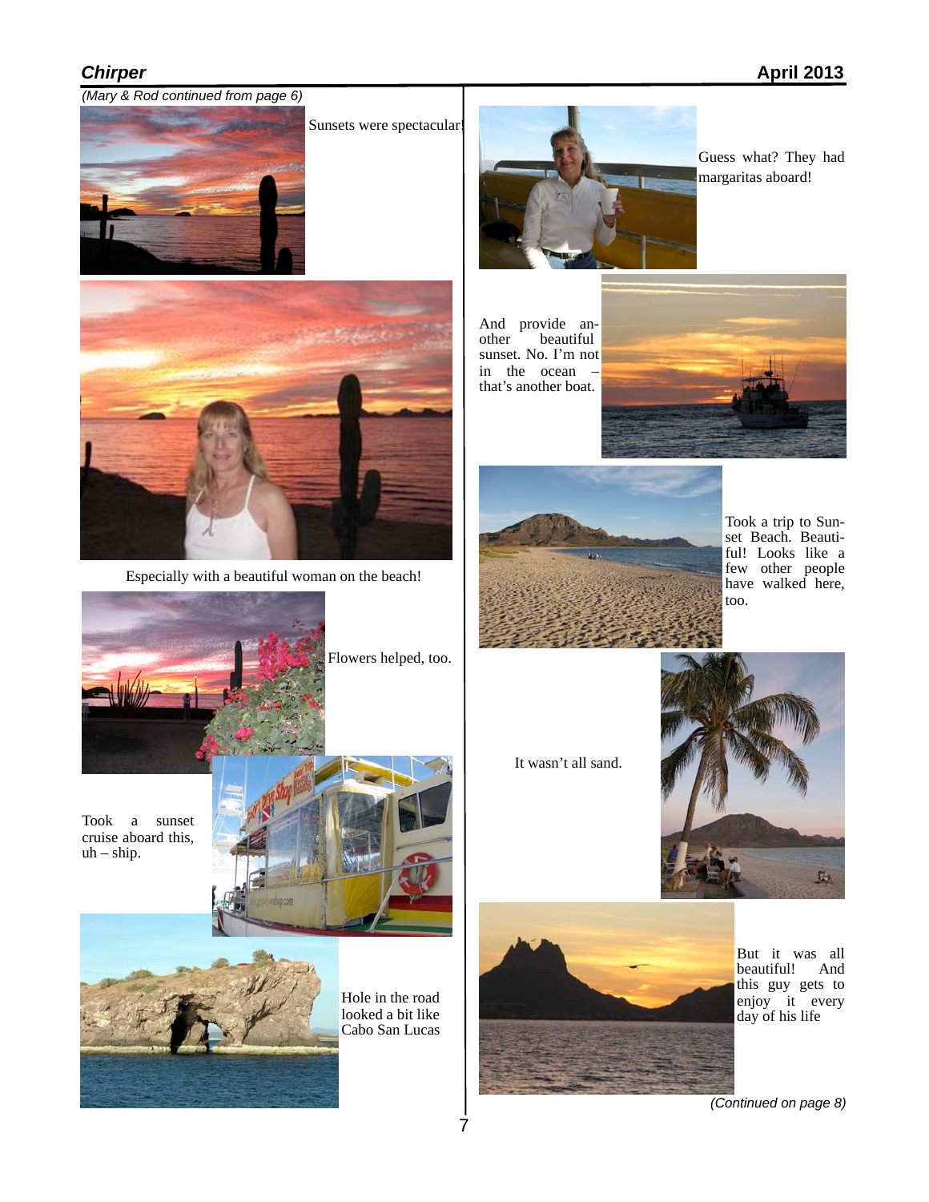*(Mary & Rod continued from page 6)*

Sunsets were spectacular!

Especially with a beautiful woman on the beach!

Flowers helped, too.

Took a sunset cruise aboard this, uh – ship.

Hole in the road looked a bit like Cabo San Lucas

Guess what? They had margaritas aboard!

And provide another beautiful sunset. No. I'm not in the ocean – that's another boat.

Took a trip to Sunset Beach. Beautiful! Looks like a few other people have walked here, too.

It wasn't all sand.

But it was all beautiful! And this guy gets to enjoy it every day of his life

*(Continued on page 8)*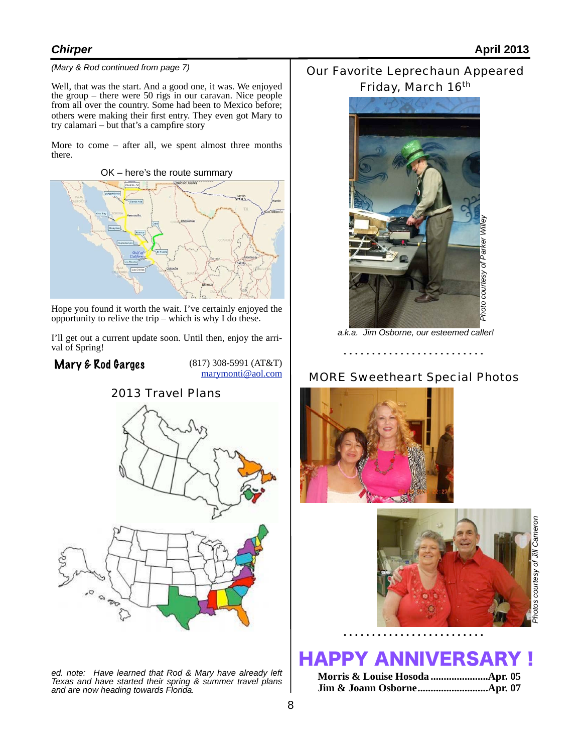*(Mary & Rod continued from page 7)*

Well, that was the start. And a good one, it was. We enjoyed the group – there were 50 rigs in our caravan. Nice people from all over the country. Some had been to Mexico before; others were making their first entry. They even got Mary to try calamari – but that's a campfire story

More to come – after all, we spent almost three months there.

OK – here's the route summary

Hope you found it worth the wait. I've certainly enjoyed the opportunity to relive the trip – which is why I do these.

I'll get out a current update soon. Until then, enjoy the arrival of Spring!

**Mary & Rod Garges**

(817) 308-5991 (AT&T)
marymonti@aol.com

## 2013 Travel Plans

*ed. note: Have learned that Rod & Mary have already left Texas and have started their spring & summer travel plans and are now heading towards Florida.*

## Our Favorite Leprechaun Appeared Friday, March 16th

*Photo courtesy of Parker Willey*

*a.k.a. Jim Osborne, our esteemed caller!*

## MORE Sweetheart Special Photos

*Photos courtesy of Jill Cameron*

# HAPPY ANNIVERSARY !

**Morris & Louise Hosoda......................Apr. 05**
**Jim & Joann Osborne...........................Apr. 07**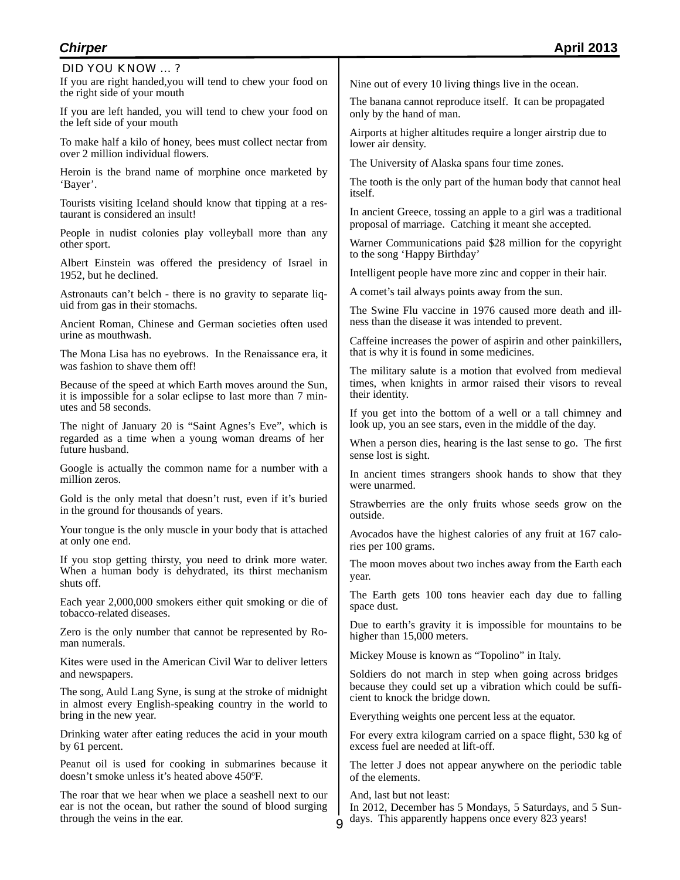## DID YOU KNOW ... ?

If you are right handed,you will tend to chew your food on the right side of your mouth

If you are left handed, you will tend to chew your food on the left side of your mouth

To make half a kilo of honey, bees must collect nectar from over 2 million individual flowers.

Heroin is the brand name of morphine once marketed by 'Bayer'.

Tourists visiting Iceland should know that tipping at a restaurant is considered an insult!

People in nudist colonies play volleyball more than any other sport.

Albert Einstein was offered the presidency of Israel in 1952, but he declined.

Astronauts can't belch - there is no gravity to separate liquid from gas in their stomachs.

Ancient Roman, Chinese and German societies often used urine as mouthwash.

The Mona Lisa has no eyebrows. In the Renaissance era, it was fashion to shave them off!

Because of the speed at which Earth moves around the Sun, it is impossible for a solar eclipse to last more than 7 minutes and 58 seconds.

The night of January 20 is "Saint Agnes's Eve", which is regarded as a time when a young woman dreams of her future husband.

Google is actually the common name for a number with a million zeros.

Gold is the only metal that doesn't rust, even if it's buried in the ground for thousands of years.

Your tongue is the only muscle in your body that is attached at only one end.

If you stop getting thirsty, you need to drink more water. When a human body is dehydrated, its thirst mechanism shuts off.

Each year 2,000,000 smokers either quit smoking or die of tobacco-related diseases.

Zero is the only number that cannot be represented by Roman numerals.

Kites were used in the American Civil War to deliver letters and newspapers.

The song, Auld Lang Syne, is sung at the stroke of midnight in almost every English-speaking country in the world to bring in the new year.

Drinking water after eating reduces the acid in your mouth by 61 percent.

Peanut oil is used for cooking in submarines because it doesn't smoke unless it's heated above 450ºF.

The roar that we hear when we place a seashell next to our ear is not the ocean, but rather the sound of blood surging through the veins in the ear.

Nine out of every 10 living things live in the ocean.

The banana cannot reproduce itself. It can be propagated only by the hand of man.

Airports at higher altitudes require a longer airstrip due to lower air density.

The University of Alaska spans four time zones.

The tooth is the only part of the human body that cannot heal itself.

In ancient Greece, tossing an apple to a girl was a traditional proposal of marriage. Catching it meant she accepted.

Warner Communications paid $28 million for the copyright to the song 'Happy Birthday'

Intelligent people have more zinc and copper in their hair.

A comet's tail always points away from the sun.

The Swine Flu vaccine in 1976 caused more death and illness than the disease it was intended to prevent.

Caffeine increases the power of aspirin and other painkillers, that is why it is found in some medicines.

The military salute is a motion that evolved from medieval times, when knights in armor raised their visors to reveal their identity.

If you get into the bottom of a well or a tall chimney and look up, you an see stars, even in the middle of the day.

When a person dies, hearing is the last sense to go. The first sense lost is sight.

In ancient times strangers shook hands to show that they were unarmed.

Strawberries are the only fruits whose seeds grow on the outside.

Avocados have the highest calories of any fruit at 167 calories per 100 grams.

The moon moves about two inches away from the Earth each year.

The Earth gets 100 tons heavier each day due to falling space dust.

Due to earth's gravity it is impossible for mountains to be higher than 15,000 meters.

Mickey Mouse is known as "Topolino" in Italy.

Soldiers do not march in step when going across bridges because they could set up a vibration which could be sufficient to knock the bridge down.

Everything weights one percent less at the equator.

For every extra kilogram carried on a space flight, 530 kg of excess fuel are needed at lift-off.

The letter J does not appear anywhere on the periodic table of the elements.

And, last but not least:
In 2012, December has 5 Mondays, 5 Saturdays, and 5 Sundays. This apparently happens once every 823 years!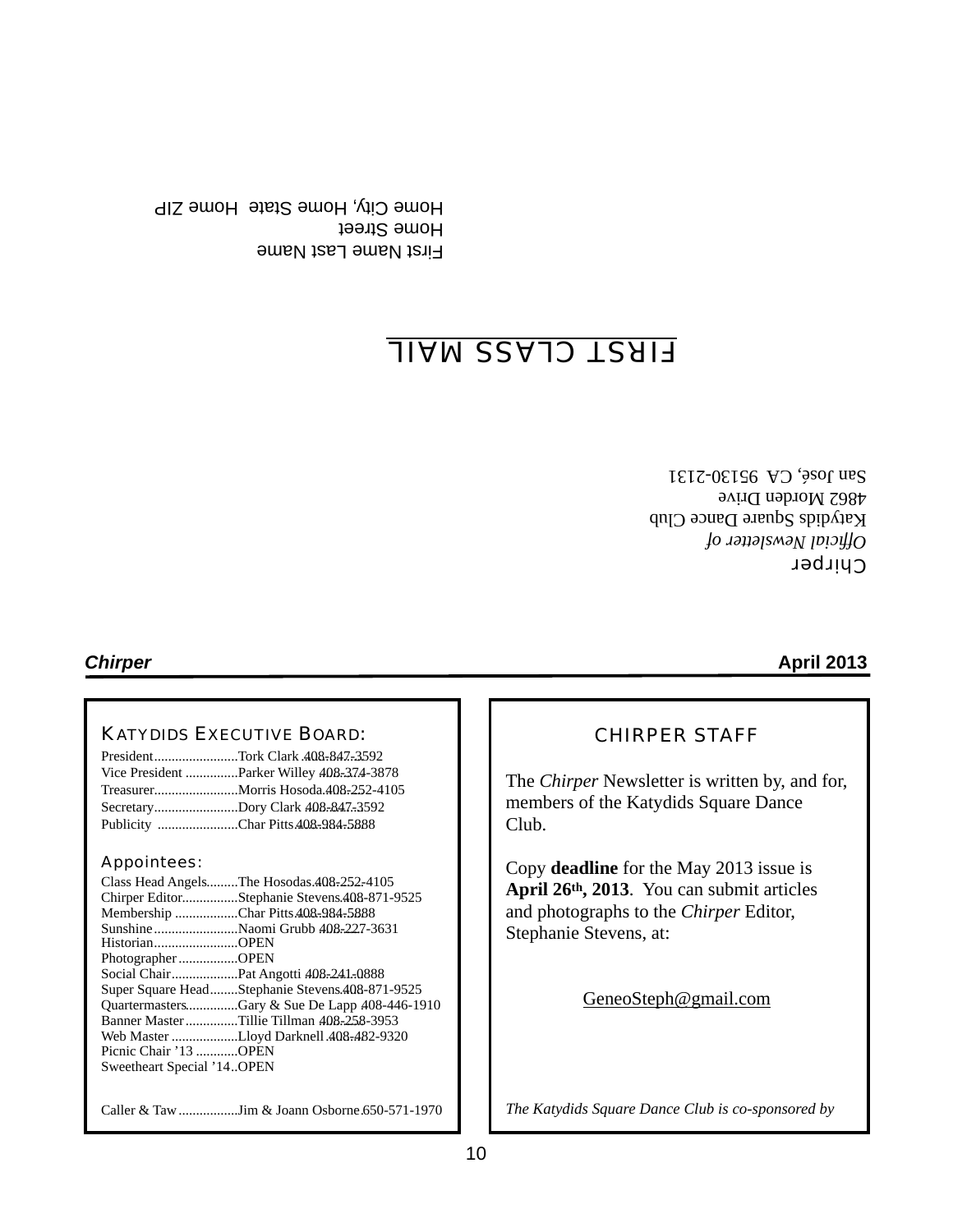First Name Last Name
Home Street
Home City, Home State Home ZIP

FIRST CLASS MAIL

Chirper
*Official Newsletter of*
Katydids Square Dance Club
4862 Morden Drive
San José, CA 95130-2131

## KATYDIDS EXECUTIVE BOARD:

President........................Tork Clark 408-847-3592
Vice President ...............Parker Willey 408-374-3878
Treasurer........................Morris Hosoda 408-252-4105
Secretary........................Dory Clark 408-847-3592
Publicity .......................Char Pitts 408-984-5888

### Appointees:

Class Head Angels.........The Hosodas 408-252-4105
Chirper Editor................Stephanie Stevens 408-871-9525
Membership ..................Char Pitts 408-984-5888
Sunshine........................Naomi Grubb 408-227-3631
Historian........................OPEN
Photographer .................OPEN
Social Chair...................Pat Angotti 408-241-0888
Super Square Head........Stephanie Stevens 408-871-9525
Quartermasters...............Gary & Sue De Lapp 408-446-1910
Banner Master ...............Tillie Tillman 408-258-3953
Web Master ...................Lloyd Darknell 408-482-9320
Picnic Chair ’13 ............OPEN
Sweetheart Special ’14..OPEN

Caller & Taw .................Jim & Joann Osborne 650-571-1970

## CHIRPER STAFF

The *Chirper* Newsletter is written by, and for, members of the Katydids Square Dance Club.

Copy **deadline** for the May 2013 issue is **April 26th, 2013**. You can submit articles and photographs to the *Chirper* Editor, Stephanie Stevens, at:

GeneoSteph@gmail.com

*The Katydids Square Dance Club is co-sponsored by*